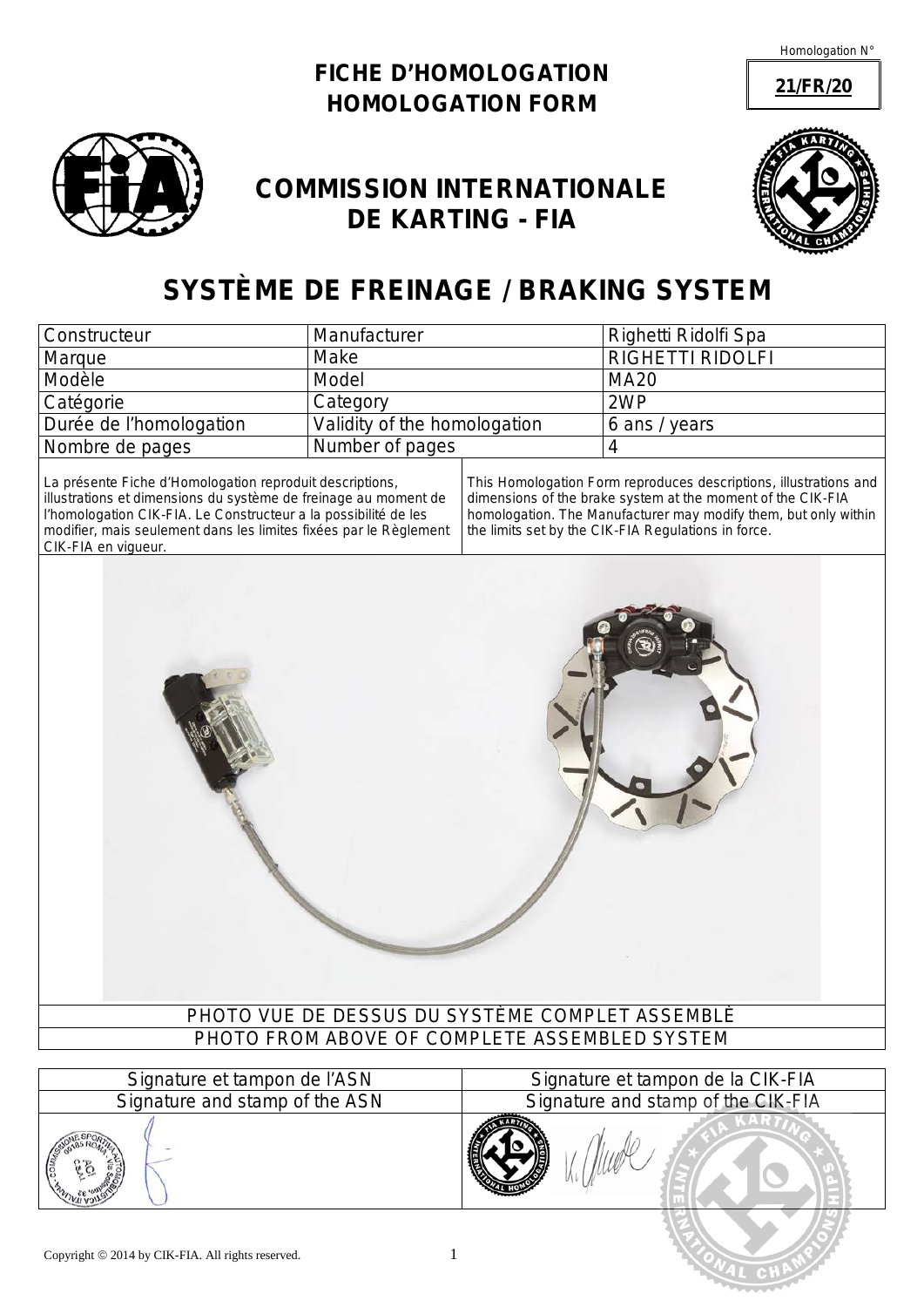Homologation N°

**21/FR/20**

# FICHE D'HOMOLOGATION
# HOMOLOGATION FORM

## COMMISSION INTERNATIONALE DE KARTING - FIA

# SYSTÈME DE FREINAGE / BRAKING SYSTEM

| Constructeur | Manufacturer | Righetti Ridolfi Spa |
|---|---|---|
| Marque | Make | RIGHETTI RIDOLFI |
| Modèle | Model | MA20 |
| Catégorie | Category | 2WP |
| Durée de l'homologation | Validity of the homologation | 6 ans / years |
| Nombre de pages | Number of pages | 4 |

La présente Fiche d'Homologation reproduit descriptions, illustrations et dimensions du système de freinage au moment de l'homologation CIK-FIA. Le Constructeur a la possibilité de les modifier, mais seulement dans les limites fixées par le Règlement CIK-FIA en vigueur.

This Homologation Form reproduces descriptions, illustrations and dimensions of the brake system at the moment of the CIK-FIA homologation. The Manufacturer may modify them, but only within the limits set by the CIK-FIA Regulations in force.

PHOTO VUE DE DESSUS DU SYSTÈME COMPLET ASSEMBLÈ

PHOTO FROM ABOVE OF COMPLETE ASSEMBLED SYSTEM

| Signature et tampon de l'ASN<br>Signature and stamp of the ASN | Signature et tampon de la CIK-FIA<br>Signature and stamp of the CIK-FIA |
|---|---|
| | |

Copyright © 2014 by CIK-FIA. All rights reserved.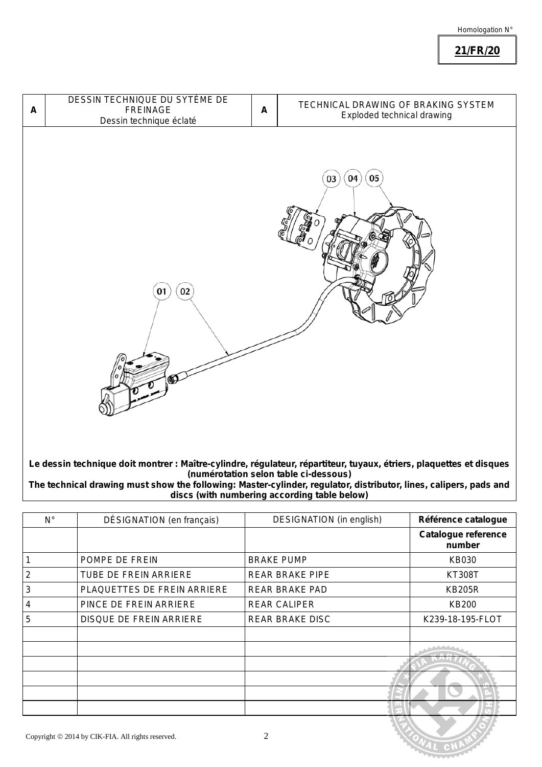Homologation N°

**21/FR/20**

| A | DESSIN TECHNIQUE DU SYTÈME DE FREINAGE<br>Dessin technique éclaté | A | TECHNICAL DRAWING OF BRAKING SYSTEM<br>Exploded technical drawing |
|---|---|---|---|

03 04 05

01 02

**Le dessin technique doit montrer : Maître-cylindre, régulateur, répartiteur, tuyaux, étriers, plaquettes et disques (numérotation selon table ci-dessous)**
**The technical drawing must show the following: Master-cylinder, regulator, distributor, lines, calipers, pads and discs (with numbering according table below)**

| N° | DÉSIGNATION (en français) | DESIGNATION (in english) | **Référence catalogue** |
|---|---|---|---|
| | | | **Catalogue reference number** |
| 1 | POMPE DE FREIN | BRAKE PUMP | KB030 |
| 2 | TUBE DE FREIN ARRIERE | REAR BRAKE PIPE | KT308T |
| 3 | PLAQUETTES DE FREIN ARRIERE | REAR BRAKE PAD | KB205R |
| 4 | PINCE DE FREIN ARRIERE | REAR CALIPER | KB200 |
| 5 | DISQUE DE FREIN ARRIERE | REAR BRAKE DISC | K239-18-195-FLOT |
| | | | |
| | | | |
| | | | |
| | | | |
| | | | |
| | | | |

Copyright © 2014 by CIK-FIA. All rights reserved.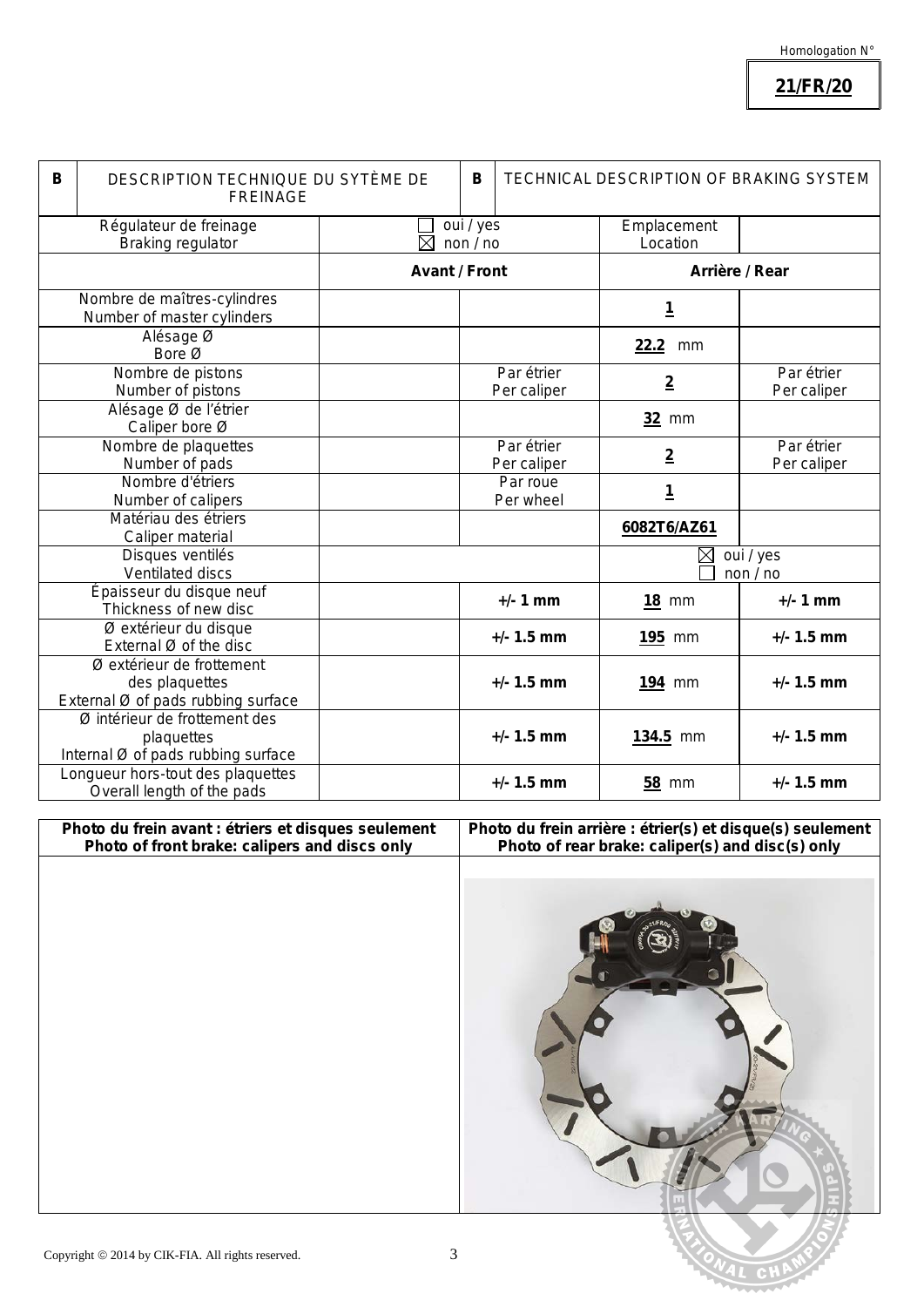Homologation N°

**21/FR/20**

| B | DESCRIPTION TECHNIQUE DU SYTÈME DE FREINAGE | B | TECHNICAL DESCRIPTION OF BRAKING SYSTEM | |
|---|---|---|---|---|
| Régulateur de freinage<br>Braking regulator | ☐ oui / yes<br>☒ non / no | | Emplacement<br>Location | |
| | **Avant / Front** | | **Arrière / Rear** | |
| Nombre de maîtres-cylindres<br>Number of master cylinders | | | **1** | |
| Alésage Ø<br>Bore Ø | | | **22.2** mm | |
| Nombre de pistons<br>Number of pistons | | Par étrier<br>Per caliper | **2** | Par étrier<br>Per caliper |
| Alésage Ø de l'étrier<br>Caliper bore Ø | | | **32** mm | |
| Nombre de plaquettes<br>Number of pads | | Par étrier<br>Per caliper | **2** | Par étrier<br>Per caliper |
| Nombre d'étriers<br>Number of calipers | | Par roue<br>Per wheel | **1** | |
| Matériau des étriers<br>Caliper material | | | **6082T6/AZ61** | |
| Disques ventilés<br>Ventilated discs | | | ☒ oui / yes<br>☐ non / no | |
| Épaisseur du disque neuf<br>Thickness of new disc | | **+/- 1 mm** | **18** mm | **+/- 1 mm** |
| Ø extérieur du disque<br>External Ø of the disc | | **+/- 1.5 mm** | **195** mm | **+/- 1.5 mm** |
| Ø extérieur de frottement des plaquettes<br>External Ø of pads rubbing surface | | **+/- 1.5 mm** | **194** mm | **+/- 1.5 mm** |
| Ø intérieur de frottement des plaquettes<br>Internal Ø of pads rubbing surface | | **+/- 1.5 mm** | **134.5** mm | **+/- 1.5 mm** |
| Longueur hors-tout des plaquettes<br>Overall length of the pads | | **+/- 1.5 mm** | **58** mm | **+/- 1.5 mm** |

| **Photo du frein avant : étriers et disques seulement**<br>**Photo of front brake: calipers and discs only** | **Photo du frein arrière : étrier(s) et disque(s) seulement**<br>**Photo of rear brake: caliper(s) and disc(s) only** |
|---|---|
| | |

Copyright © 2014 by CIK-FIA. All rights reserved.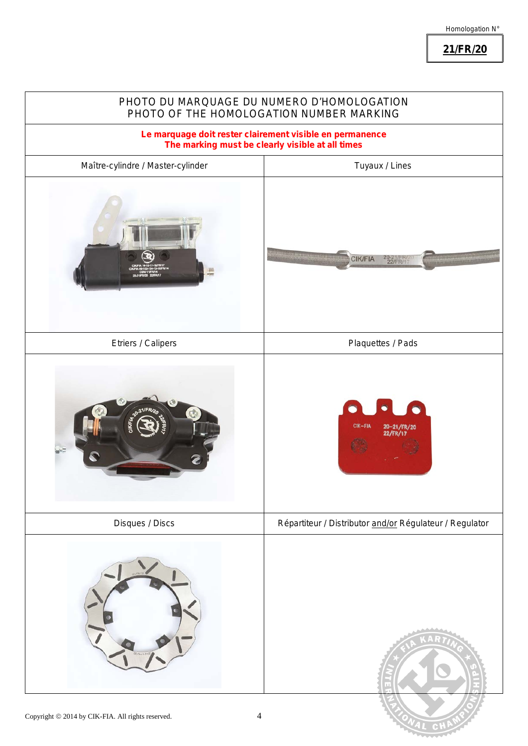Homologation N°

**21/FR/20**

| PHOTO DU MARQUAGE DU NUMERO D'HOMOLOGATION<br>PHOTO OF THE HOMOLOGATION NUMBER MARKING | |
|---|---|
| **Le marquage doit rester clairement visible en permanence**<br>**The marking must be clearly visible at all times** | |
| Maître-cylindre / Master-cylinder | Tuyaux / Lines |
| | |
| Etriers / Calipers | Plaquettes / Pads |
| | |
| Disques / Discs | Répartiteur / Distributor and/or Régulateur / Regulator |
| | |

Copyright © 2014 by CIK-FIA. All rights reserved.